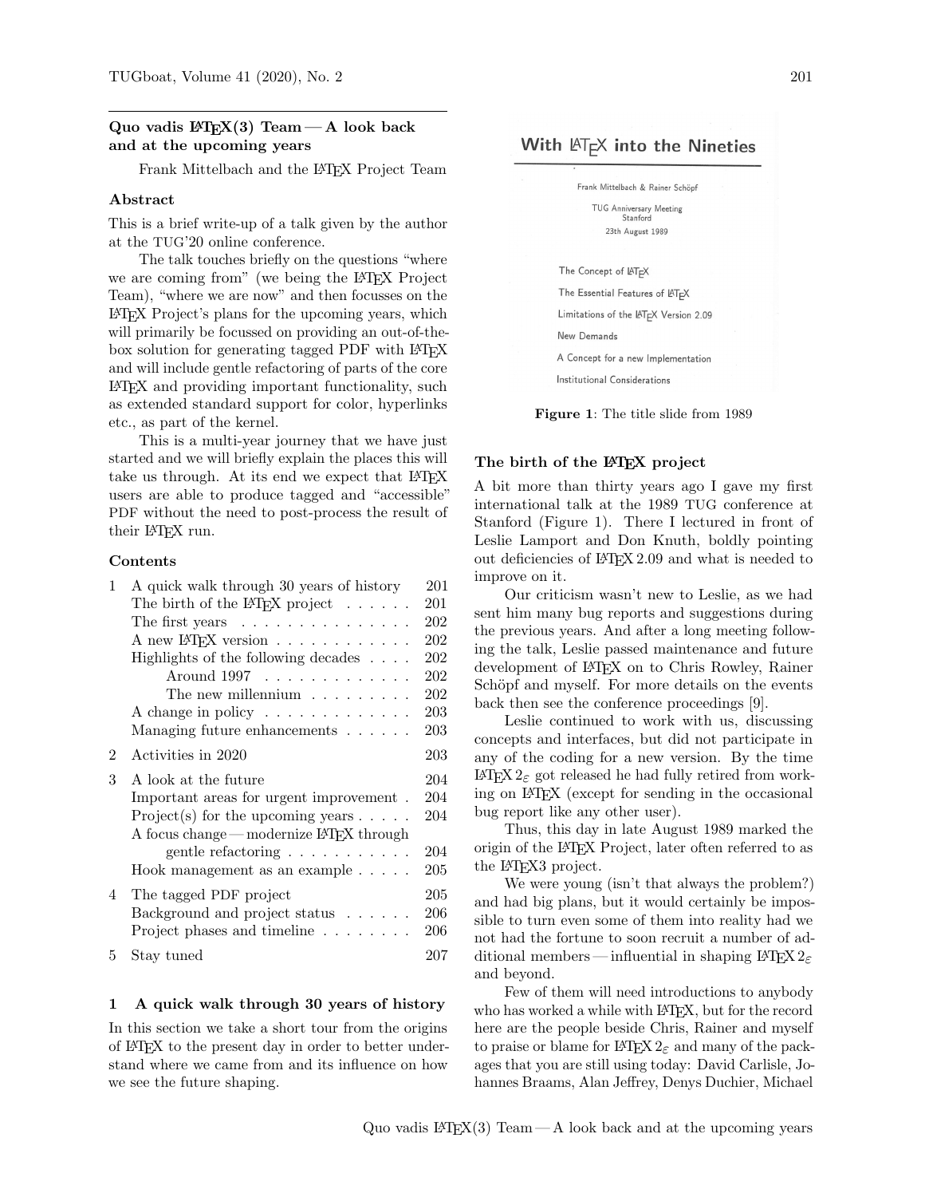## Quo vadis LaTeX(3) Team — A look back and at the upcoming years

Frank Mittelbach and the LaTeX Project Team

### Abstract

This is a brief write-up of a talk given by the author at the TUG'20 online conference.

The talk touches briefly on the questions "where we are coming from" (we being the LaTeX Project Team), "where we are now" and then focusses on the LaTeX Project's plans for the upcoming years, which will primarily be focussed on providing an out-of-the-box solution for generating tagged PDF with LaTeX and will include gentle refactoring of parts of the core LaTeX and providing important functionality, such as extended standard support for color, hyperlinks etc., as part of the kernel.

This is a multi-year journey that we have just started and we will briefly explain the places this will take us through. At its end we expect that LaTeX users are able to produce tagged and "accessible" PDF without the need to post-process the result of their LaTeX run.

### Contents

| | | |
|---|---|---|
| 1 | A quick walk through 30 years of history | 201 |
| | The birth of the LaTeX project | 201 |
| | The first years | 202 |
| | A new LaTeX version | 202 |
| | Highlights of the following decades | 202 |
| | Around 1997 | 202 |
| | The new millennium | 202 |
| | A change in policy | 203 |
| | Managing future enhancements | 203 |
| 2 | Activities in 2020 | 203 |
| 3 | A look at the future | 204 |
| | Important areas for urgent improvement | 204 |
| | Project(s) for the upcoming years | 204 |
| | A focus change — modernize LaTeX through gentle refactoring | 204 |
| | Hook management as an example | 205 |
| 4 | The tagged PDF project | 205 |
| | Background and project status | 206 |
| | Project phases and timeline | 206 |
| 5 | Stay tuned | 207 |

## 1 A quick walk through 30 years of history

In this section we take a short tour from the origins of LaTeX to the present day in order to better understand where we came from and its influence on how we see the future shaping.

**With LaTeX into the Nineties**

Frank Mittelbach & Rainer Schöpf

TUG Anniversary Meeting
Stanford
23th August 1989

The Concept of LaTeX

The Essential Features of LaTeX

Limitations of the LaTeX Version 2.09

New Demands

A Concept for a new Implementation

Institutional Considerations

**Figure 1**: The title slide from 1989

### The birth of the LaTeX project

A bit more than thirty years ago I gave my first international talk at the 1989 TUG conference at Stanford (Figure 1). There I lectured in front of Leslie Lamport and Don Knuth, boldly pointing out deficiencies of LaTeX 2.09 and what is needed to improve on it.

Our criticism wasn't new to Leslie, as we had sent him many bug reports and suggestions during the previous years. And after a long meeting following the talk, Leslie passed maintenance and future development of LaTeX on to Chris Rowley, Rainer Schöpf and myself. For more details on the events back then see the conference proceedings [9].

Leslie continued to work with us, discussing concepts and interfaces, but did not participate in any of the coding for a new version. By the time LaTeX $2_\varepsilon$ got released he had fully retired from working on LaTeX (except for sending in the occasional bug report like any other user).

Thus, this day in late August 1989 marked the origin of the LaTeX Project, later often referred to as the LaTeX3 project.

We were young (isn't that always the problem?) and had big plans, but it would certainly be impossible to turn even some of them into reality had we not had the fortune to soon recruit a number of additional members — influential in shaping LaTeX $2_\varepsilon$ and beyond.

Few of them will need introductions to anybody who has worked a while with LaTeX, but for the record here are the people beside Chris, Rainer and myself to praise or blame for LaTeX $2_\varepsilon$ and many of the packages that you are still using today: David Carlisle, Johannes Braams, Alan Jeffrey, Denys Duchier, Michael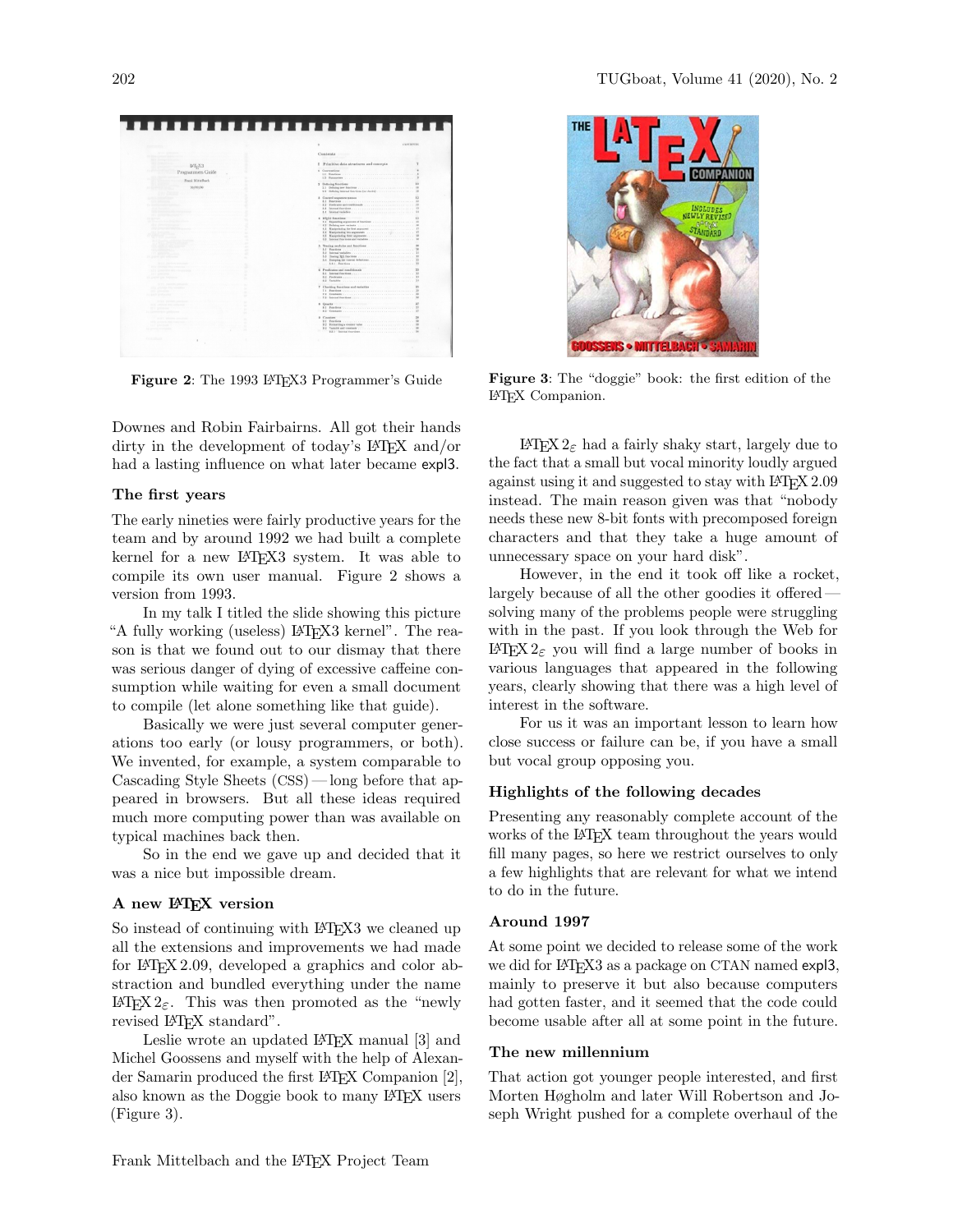Figure 2: The 1993 LaTeX3 Programmer's Guide

Figure 3: The "doggie" book: the first edition of the LaTeX Companion.

Downes and Robin Fairbairns. All got their hands dirty in the development of today's LaTeX and/or had a lasting influence on what later became expl3.

### The first years

The early nineties were fairly productive years for the team and by around 1992 we had built a complete kernel for a new LaTeX3 system. It was able to compile its own user manual. Figure 2 shows a version from 1993.

In my talk I titled the slide showing this picture "A fully working (useless) LaTeX3 kernel". The reason is that we found out to our dismay that there was serious danger of dying of excessive caffeine consumption while waiting for even a small document to compile (let alone something like that guide).

Basically we were just several computer generations too early (or lousy programmers, or both). We invented, for example, a system comparable to Cascading Style Sheets (CSS) — long before that appeared in browsers. But all these ideas required much more computing power than was available on typical machines back then.

So in the end we gave up and decided that it was a nice but impossible dream.

### A new LaTeX version

So instead of continuing with LaTeX3 we cleaned up all the extensions and improvements we had made for LaTeX 2.09, developed a graphics and color abstraction and bundled everything under the name LaTeX $2_\varepsilon$. This was then promoted as the "newly revised LaTeX standard".

Leslie wrote an updated LaTeX manual [3] and Michel Goossens and myself with the help of Alexander Samarin produced the first LaTeX Companion [2], also known as the Doggie book to many LaTeX users (Figure 3).

LaTeX $2_\varepsilon$ had a fairly shaky start, largely due to the fact that a small but vocal minority loudly argued against using it and suggested to stay with LaTeX 2.09 instead. The main reason given was that "nobody needs these new 8-bit fonts with precomposed foreign characters and that they take a huge amount of unnecessary space on your hard disk".

However, in the end it took off like a rocket, largely because of all the other goodies it offered — solving many of the problems people were struggling with in the past. If you look through the Web for LaTeX $2_\varepsilon$ you will find a large number of books in various languages that appeared in the following years, clearly showing that there was a high level of interest in the software.

For us it was an important lesson to learn how close success or failure can be, if you have a small but vocal group opposing you.

### Highlights of the following decades

Presenting any reasonably complete account of the works of the LaTeX team throughout the years would fill many pages, so here we restrict ourselves to only a few highlights that are relevant for what we intend to do in the future.

### Around 1997

At some point we decided to release some of the work we did for LaTeX3 as a package on CTAN named expl3, mainly to preserve it but also because computers had gotten faster, and it seemed that the code could become usable after all at some point in the future.

### The new millennium

That action got younger people interested, and first Morten Høgholm and later Will Robertson and Joseph Wright pushed for a complete overhaul of the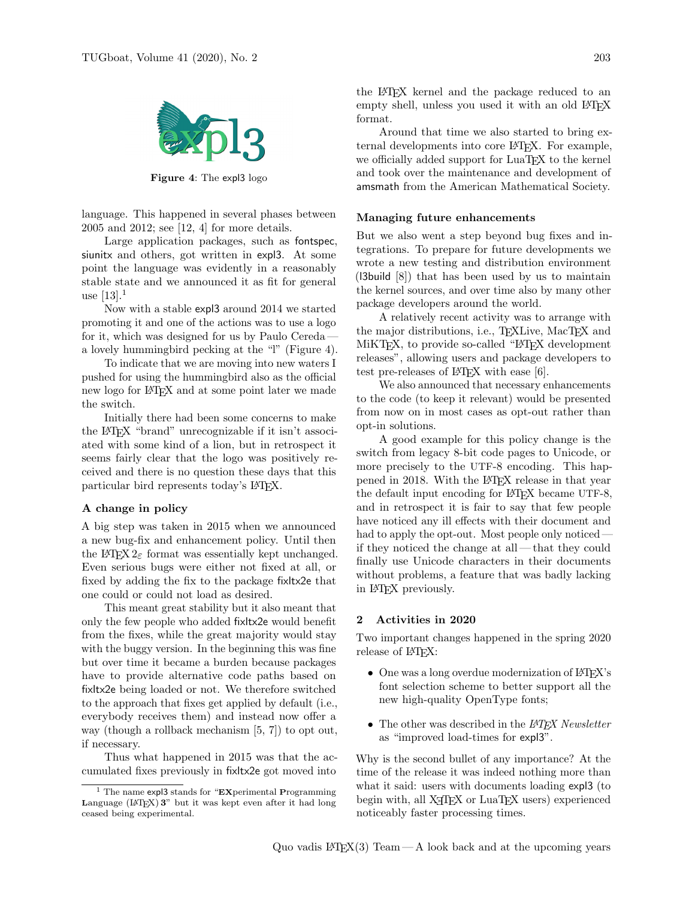**Figure 4**: The expl3 logo

language. This happened in several phases between 2005 and 2012; see [12, 4] for more details.

Large application packages, such as fontspec, siunitx and others, got written in expl3. At some point the language was evidently in a reasonably stable state and we announced it as fit for general use [13].[1]

Now with a stable expl3 around 2014 we started promoting it and one of the actions was to use a logo for it, which was designed for us by Paulo Cereda — a lovely hummingbird pecking at the "l" (Figure 4).

To indicate that we are moving into new waters I pushed for using the hummingbird also as the official new logo for LaTeX and at some point later we made the switch.

Initially there had been some concerns to make the LaTeX "brand" unrecognizable if it isn't associated with some kind of a lion, but in retrospect it seems fairly clear that the logo was positively received and there is no question these days that this particular bird represents today's LaTeX.

### A change in policy

A big step was taken in 2015 when we announced a new bug-fix and enhancement policy. Until then the LaTeX $2_\varepsilon$ format was essentially kept unchanged. Even serious bugs were either not fixed at all, or fixed by adding the fix to the package fixltx2e that one could or could not load as desired.

This meant great stability but it also meant that only the few people who added fixltx2e would benefit from the fixes, while the great majority would stay with the buggy version. In the beginning this was fine but over time it became a burden because packages have to provide alternative code paths based on fixltx2e being loaded or not. We therefore switched to the approach that fixes get applied by default (i.e., everybody receives them) and instead now offer a way (though a rollback mechanism [5, 7]) to opt out, if necessary.

Thus what happened in 2015 was that the accumulated fixes previously in fixltx2e got moved into the LaTeX kernel and the package reduced to an empty shell, unless you used it with an old LaTeX format.

Around that time we also started to bring external developments into core LaTeX. For example, we officially added support for LuaTeX to the kernel and took over the maintenance and development of amsmath from the American Mathematical Society.

### Managing future enhancements

But we also went a step beyond bug fixes and integrations. To prepare for future developments we wrote a new testing and distribution environment (l3build [8]) that has been used by us to maintain the kernel sources, and over time also by many other package developers around the world.

A relatively recent activity was to arrange with the major distributions, i.e., TeXLive, MacTeX and MiKTeX, to provide so-called "LaTeX development releases", allowing users and package developers to test pre-releases of LaTeX with ease [6].

We also announced that necessary enhancements to the code (to keep it relevant) would be presented from now on in most cases as opt-out rather than opt-in solutions.

A good example for this policy change is the switch from legacy 8-bit code pages to Unicode, or more precisely to the UTF-8 encoding. This happened in 2018. With the LaTeX release in that year the default input encoding for LaTeX became UTF-8, and in retrospect it is fair to say that few people have noticed any ill effects with their document and had to apply the opt-out. Most people only noticed — if they noticed the change at all — that they could finally use Unicode characters in their documents without problems, a feature that was badly lacking in LaTeX previously.

## 2 Activities in 2020

Two important changes happened in the spring 2020 release of LaTeX:

- One was a long overdue modernization of LaTeX's font selection scheme to better support all the new high-quality OpenType fonts;
- The other was described in the *LaTeX Newsletter* as "improved load-times for expl3".

Why is the second bullet of any importance? At the time of the release it was indeed nothing more than what it said: users with documents loading expl3 (to begin with, all XeTeX or LuaTeX users) experienced noticeably faster processing times.

[1] The name expl3 stands for "**EX**perimental **P**rogramming **L**anguage (LaTeX) **3**" but it was kept even after it had long ceased being experimental.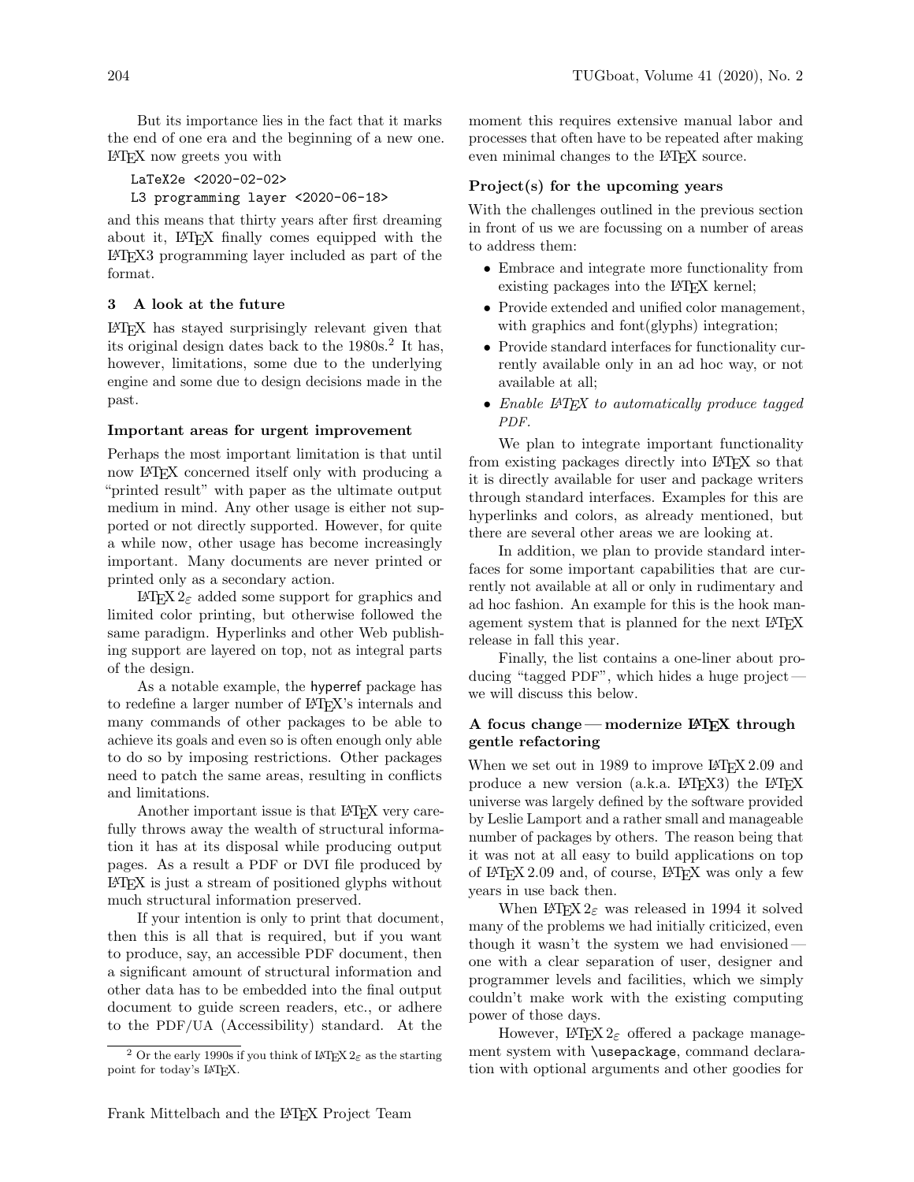But its importance lies in the fact that it marks the end of one era and the beginning of a new one. LaTeX now greets you with

```
LaTeX2e <2020-02-02>
L3 programming layer <2020-06-18>
```

and this means that thirty years after first dreaming about it, LaTeX finally comes equipped with the LaTeX3 programming layer included as part of the format.

## 3 A look at the future

LaTeX has stayed surprisingly relevant given that its original design dates back to the 1980s.[2] It has, however, limitations, some due to the underlying engine and some due to design decisions made in the past.

### Important areas for urgent improvement

Perhaps the most important limitation is that until now LaTeX concerned itself only with producing a "printed result" with paper as the ultimate output medium in mind. Any other usage is either not supported or not directly supported. However, for quite a while now, other usage has become increasingly important. Many documents are never printed or printed only as a secondary action.

LaTeX $2_\varepsilon$ added some support for graphics and limited color printing, but otherwise followed the same paradigm. Hyperlinks and other Web publishing support are layered on top, not as integral parts of the design.

As a notable example, the hyperref package has to redefine a larger number of LaTeX's internals and many commands of other packages to be able to achieve its goals and even so is often enough only able to do so by imposing restrictions. Other packages need to patch the same areas, resulting in conflicts and limitations.

Another important issue is that LaTeX very carefully throws away the wealth of structural information it has at its disposal while producing output pages. As a result a PDF or DVI file produced by LaTeX is just a stream of positioned glyphs without much structural information preserved.

If your intention is only to print that document, then this is all that is required, but if you want to produce, say, an accessible PDF document, then a significant amount of structural information and other data has to be embedded into the final output document to guide screen readers, etc., or adhere to the PDF/UA (Accessibility) standard. At the moment this requires extensive manual labor and processes that often have to be repeated after making even minimal changes to the LaTeX source.

[2] Or the early 1990s if you think of LaTeX $2_\varepsilon$ as the starting point for today's LaTeX.

### Project(s) for the upcoming years

With the challenges outlined in the previous section in front of us we are focussing on a number of areas to address them:

- Embrace and integrate more functionality from existing packages into the LaTeX kernel;
- Provide extended and unified color management, with graphics and font(glyphs) integration;
- Provide standard interfaces for functionality currently available only in an ad hoc way, or not available at all;
- *Enable LaTeX to automatically produce tagged PDF.*

We plan to integrate important functionality from existing packages directly into LaTeX so that it is directly available for user and package writers through standard interfaces. Examples for this are hyperlinks and colors, as already mentioned, but there are several other areas we are looking at.

In addition, we plan to provide standard interfaces for some important capabilities that are currently not available at all or only in rudimentary and ad hoc fashion. An example for this is the hook management system that is planned for the next LaTeX release in fall this year.

Finally, the list contains a one-liner about producing "tagged PDF", which hides a huge project — we will discuss this below.

### A focus change — modernize LaTeX through gentle refactoring

When we set out in 1989 to improve LaTeX 2.09 and produce a new version (a.k.a. LaTeX3) the LaTeX universe was largely defined by the software provided by Leslie Lamport and a rather small and manageable number of packages by others. The reason being that it was not at all easy to build applications on top of LaTeX 2.09 and, of course, LaTeX was only a few years in use back then.

When LaTeX $2_\varepsilon$ was released in 1994 it solved many of the problems we had initially criticized, even though it wasn't the system we had envisioned — one with a clear separation of user, designer and programmer levels and facilities, which we simply couldn't make work with the existing computing power of those days.

However, LaTeX $2_\varepsilon$ offered a package management system with `\usepackage`, command declaration with optional arguments and other goodies for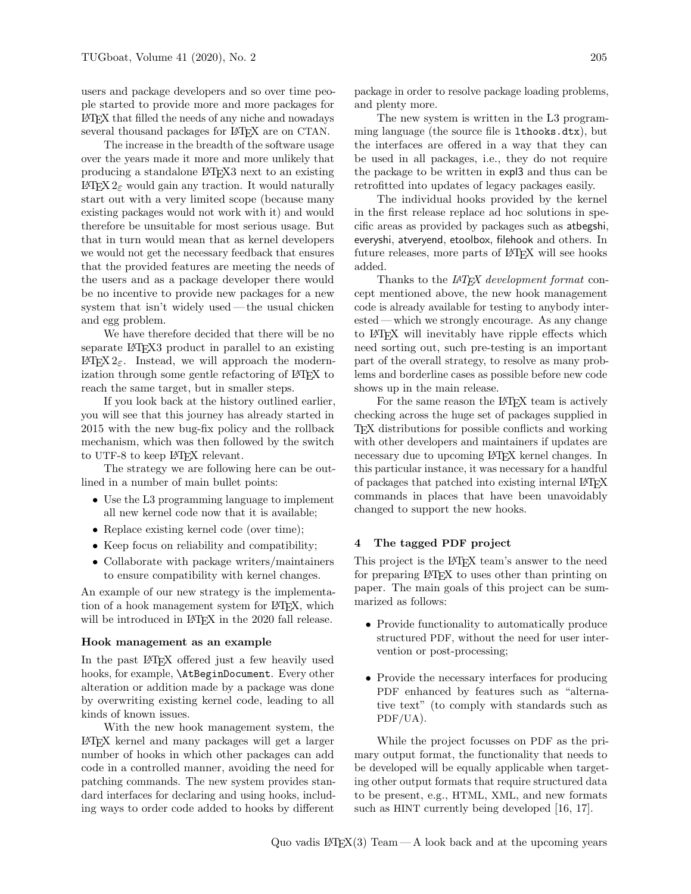users and package developers and so over time people started to provide more and more packages for LaTeX that filled the needs of any niche and nowadays several thousand packages for LaTeX are on CTAN.

The increase in the breadth of the software usage over the years made it more and more unlikely that producing a standalone LaTeX3 next to an existing LaTeX $2_\varepsilon$ would gain any traction. It would naturally start out with a very limited scope (because many existing packages would not work with it) and would therefore be unsuitable for most serious usage. But that in turn would mean that as kernel developers we would not get the necessary feedback that ensures that the provided features are meeting the needs of the users and as a package developer there would be no incentive to provide new packages for a new system that isn't widely used — the usual chicken and egg problem.

We have therefore decided that there will be no separate LaTeX3 product in parallel to an existing LaTeX $2_\varepsilon$. Instead, we will approach the modernization through some gentle refactoring of LaTeX to reach the same target, but in smaller steps.

If you look back at the history outlined earlier, you will see that this journey has already started in 2015 with the new bug-fix policy and the rollback mechanism, which was then followed by the switch to UTF-8 to keep LaTeX relevant.

The strategy we are following here can be outlined in a number of main bullet points:

- Use the L3 programming language to implement all new kernel code now that it is available;
- Replace existing kernel code (over time);
- Keep focus on reliability and compatibility;
- Collaborate with package writers/maintainers to ensure compatibility with kernel changes.

An example of our new strategy is the implementation of a hook management system for LaTeX, which will be introduced in LaTeX in the 2020 fall release.

### Hook management as an example

In the past LaTeX offered just a few heavily used hooks, for example, `\AtBeginDocument`. Every other alteration or addition made by a package was done by overwriting existing kernel code, leading to all kinds of known issues.

With the new hook management system, the LaTeX kernel and many packages will get a larger number of hooks in which other packages can add code in a controlled manner, avoiding the need for patching commands. The new system provides standard interfaces for declaring and using hooks, including ways to order code added to hooks by different package in order to resolve package loading problems, and plenty more.

The new system is written in the L3 programming language (the source file is `lthooks.dtx`), but the interfaces are offered in a way that they can be used in all packages, i.e., they do not require the package to be written in expl3 and thus can be retrofitted into updates of legacy packages easily.

The individual hooks provided by the kernel in the first release replace ad hoc solutions in specific areas as provided by packages such as atbegshi, everyshi, atveryend, etoolbox, filehook and others. In future releases, more parts of LaTeX will see hooks added.

Thanks to the *LaTeX development format* concept mentioned above, the new hook management code is already available for testing to anybody interested — which we strongly encourage. As any change to LaTeX will inevitably have ripple effects which need sorting out, such pre-testing is an important part of the overall strategy, to resolve as many problems and borderline cases as possible before new code shows up in the main release.

For the same reason the LaTeX team is actively checking across the huge set of packages supplied in TeX distributions for possible conflicts and working with other developers and maintainers if updates are necessary due to upcoming LaTeX kernel changes. In this particular instance, it was necessary for a handful of packages that patched into existing internal LaTeX commands in places that have been unavoidably changed to support the new hooks.

## 4 The tagged PDF project

This project is the LaTeX team's answer to the need for preparing LaTeX to uses other than printing on paper. The main goals of this project can be summarized as follows:

- Provide functionality to automatically produce structured PDF, without the need for user intervention or post-processing;
- Provide the necessary interfaces for producing PDF enhanced by features such as "alternative text" (to comply with standards such as PDF/UA).

While the project focusses on PDF as the primary output format, the functionality that needs to be developed will be equally applicable when targeting other output formats that require structured data to be present, e.g., HTML, XML, and new formats such as HINT currently being developed [16, 17].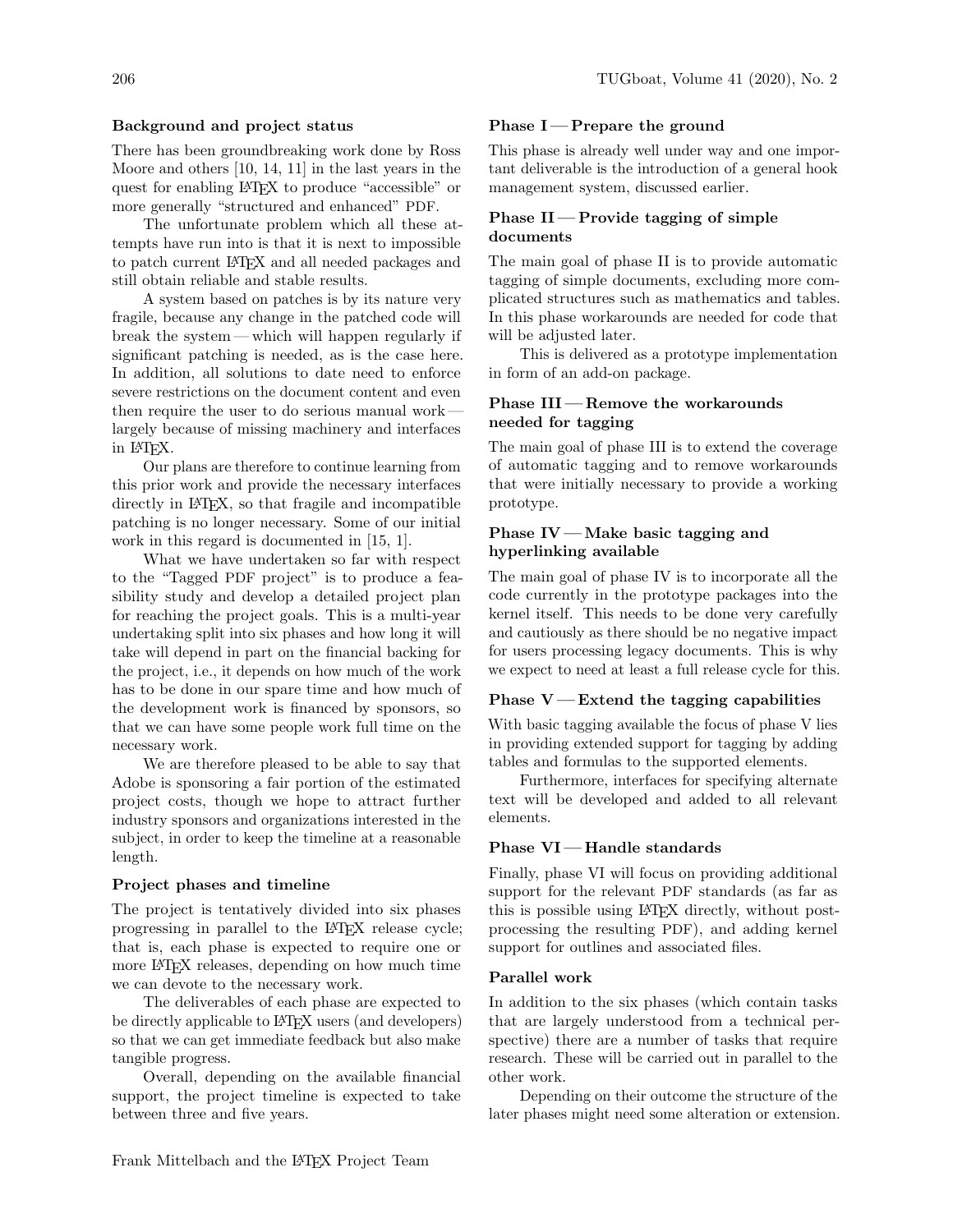### Background and project status

There has been groundbreaking work done by Ross Moore and others [10, 14, 11] in the last years in the quest for enabling LaTeX to produce "accessible" or more generally "structured and enhanced" PDF.

The unfortunate problem which all these attempts have run into is that it is next to impossible to patch current LaTeX and all needed packages and still obtain reliable and stable results.

A system based on patches is by its nature very fragile, because any change in the patched code will break the system — which will happen regularly if significant patching is needed, as is the case here. In addition, all solutions to date need to enforce severe restrictions on the document content and even then require the user to do serious manual work — largely because of missing machinery and interfaces in LaTeX.

Our plans are therefore to continue learning from this prior work and provide the necessary interfaces directly in LaTeX, so that fragile and incompatible patching is no longer necessary. Some of our initial work in this regard is documented in [15, 1].

What we have undertaken so far with respect to the "Tagged PDF project" is to produce a feasibility study and develop a detailed project plan for reaching the project goals. This is a multi-year undertaking split into six phases and how long it will take will depend in part on the financial backing for the project, i.e., it depends on how much of the work has to be done in our spare time and how much of the development work is financed by sponsors, so that we can have some people work full time on the necessary work.

We are therefore pleased to be able to say that Adobe is sponsoring a fair portion of the estimated project costs, though we hope to attract further industry sponsors and organizations interested in the subject, in order to keep the timeline at a reasonable length.

### Project phases and timeline

The project is tentatively divided into six phases progressing in parallel to the LaTeX release cycle; that is, each phase is expected to require one or more LaTeX releases, depending on how much time we can devote to the necessary work.

The deliverables of each phase are expected to be directly applicable to LaTeX users (and developers) so that we can get immediate feedback but also make tangible progress.

Overall, depending on the available financial support, the project timeline is expected to take between three and five years.

### Phase I — Prepare the ground

This phase is already well under way and one important deliverable is the introduction of a general hook management system, discussed earlier.

### Phase II — Provide tagging of simple documents

The main goal of phase II is to provide automatic tagging of simple documents, excluding more complicated structures such as mathematics and tables. In this phase workarounds are needed for code that will be adjusted later.

This is delivered as a prototype implementation in form of an add-on package.

### Phase III — Remove the workarounds needed for tagging

The main goal of phase III is to extend the coverage of automatic tagging and to remove workarounds that were initially necessary to provide a working prototype.

### Phase IV — Make basic tagging and hyperlinking available

The main goal of phase IV is to incorporate all the code currently in the prototype packages into the kernel itself. This needs to be done very carefully and cautiously as there should be no negative impact for users processing legacy documents. This is why we expect to need at least a full release cycle for this.

### Phase V — Extend the tagging capabilities

With basic tagging available the focus of phase V lies in providing extended support for tagging by adding tables and formulas to the supported elements.

Furthermore, interfaces for specifying alternate text will be developed and added to all relevant elements.

### Phase VI — Handle standards

Finally, phase VI will focus on providing additional support for the relevant PDF standards (as far as this is possible using LaTeX directly, without post-processing the resulting PDF), and adding kernel support for outlines and associated files.

### Parallel work

In addition to the six phases (which contain tasks that are largely understood from a technical perspective) there are a number of tasks that require research. These will be carried out in parallel to the other work.

Depending on their outcome the structure of the later phases might need some alteration or extension.

Frank Mittelbach and the LaTeX Project Team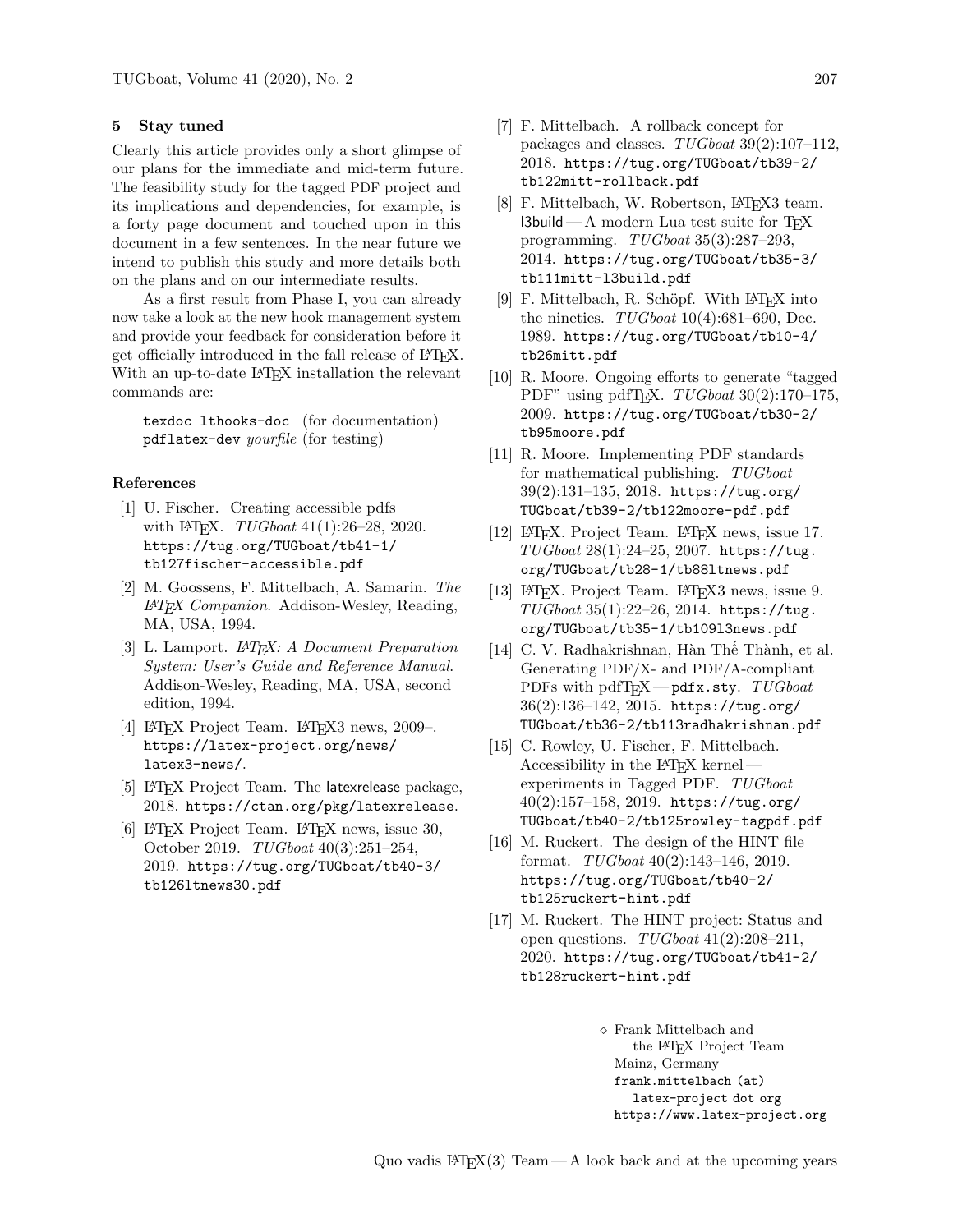## 5 Stay tuned

Clearly this article provides only a short glimpse of our plans for the immediate and mid-term future. The feasibility study for the tagged PDF project and its implications and dependencies, for example, is a forty page document and touched upon in this document in a few sentences. In the near future we intend to publish this study and more details both on the plans and on our intermediate results.

As a first result from Phase I, you can already now take a look at the new hook management system and provide your feedback for consideration before it get officially introduced in the fall release of LaTeX. With an up-to-date LaTeX installation the relevant commands are:

`texdoc lthooks-doc` (for documentation)
`pdflatex-dev` *yourfile* (for testing)

### References

[1] U. Fischer. Creating accessible pdfs with LaTeX. *TUGboat* 41(1):26–28, 2020. https://tug.org/TUGboat/tb41-1/tb127fischer-accessible.pdf

[2] M. Goossens, F. Mittelbach, A. Samarin. *The LaTeX Companion*. Addison-Wesley, Reading, MA, USA, 1994.

[3] L. Lamport. *LaTeX: A Document Preparation System: User's Guide and Reference Manual*. Addison-Wesley, Reading, MA, USA, second edition, 1994.

[4] LaTeX Project Team. LaTeX3 news, 2009–. https://latex-project.org/news/latex3-news/.

[5] LaTeX Project Team. The latexrelease package, 2018. https://ctan.org/pkg/latexrelease.

[6] LaTeX Project Team. LaTeX news, issue 30, October 2019. *TUGboat* 40(3):251–254, 2019. https://tug.org/TUGboat/tb40-3/tb126ltnews30.pdf

[7] F. Mittelbach. A rollback concept for packages and classes. *TUGboat* 39(2):107–112, 2018. https://tug.org/TUGboat/tb39-2/tb122mitt-rollback.pdf

[8] F. Mittelbach, W. Robertson, LaTeX3 team. l3build — A modern Lua test suite for TeX programming. *TUGboat* 35(3):287–293, 2014. https://tug.org/TUGboat/tb35-3/tb111mitt-l3build.pdf

[9] F. Mittelbach, R. Schöpf. With LaTeX into the nineties. *TUGboat* 10(4):681–690, Dec. 1989. https://tug.org/TUGboat/tb10-4/tb26mitt.pdf

[10] R. Moore. Ongoing efforts to generate "tagged PDF" using pdfTeX. *TUGboat* 30(2):170–175, 2009. https://tug.org/TUGboat/tb30-2/tb95moore.pdf

[11] R. Moore. Implementing PDF standards for mathematical publishing. *TUGboat* 39(2):131–135, 2018. https://tug.org/TUGboat/tb39-2/tb122moore-pdf.pdf

[12] LaTeX. Project Team. LaTeX news, issue 17. *TUGboat* 28(1):24–25, 2007. https://tug.org/TUGboat/tb28-1/tb88ltnews.pdf

[13] LaTeX. Project Team. LaTeX3 news, issue 9. *TUGboat* 35(1):22–26, 2014. https://tug.org/TUGboat/tb35-1/tb109l3news.pdf

[14] C. V. Radhakrishnan, Hàn Thế Thành, et al. Generating PDF/X- and PDF/A-compliant PDFs with pdfTeX — pdfx.sty. *TUGboat* 36(2):136–142, 2015. https://tug.org/TUGboat/tb36-2/tb113radhakrishnan.pdf

[15] C. Rowley, U. Fischer, F. Mittelbach. Accessibility in the LaTeX kernel — experiments in Tagged PDF. *TUGboat* 40(2):157–158, 2019. https://tug.org/TUGboat/tb40-2/tb125rowley-tagpdf.pdf

[16] M. Ruckert. The design of the HINT file format. *TUGboat* 40(2):143–146, 2019. https://tug.org/TUGboat/tb40-2/tb125ruckert-hint.pdf

[17] M. Ruckert. The HINT project: Status and open questions. *TUGboat* 41(2):208–211, 2020. https://tug.org/TUGboat/tb41-2/tb128ruckert-hint.pdf

◇ Frank Mittelbach and the LaTeX Project Team
Mainz, Germany
frank.mittelbach (at) latex-project dot org
https://www.latex-project.org